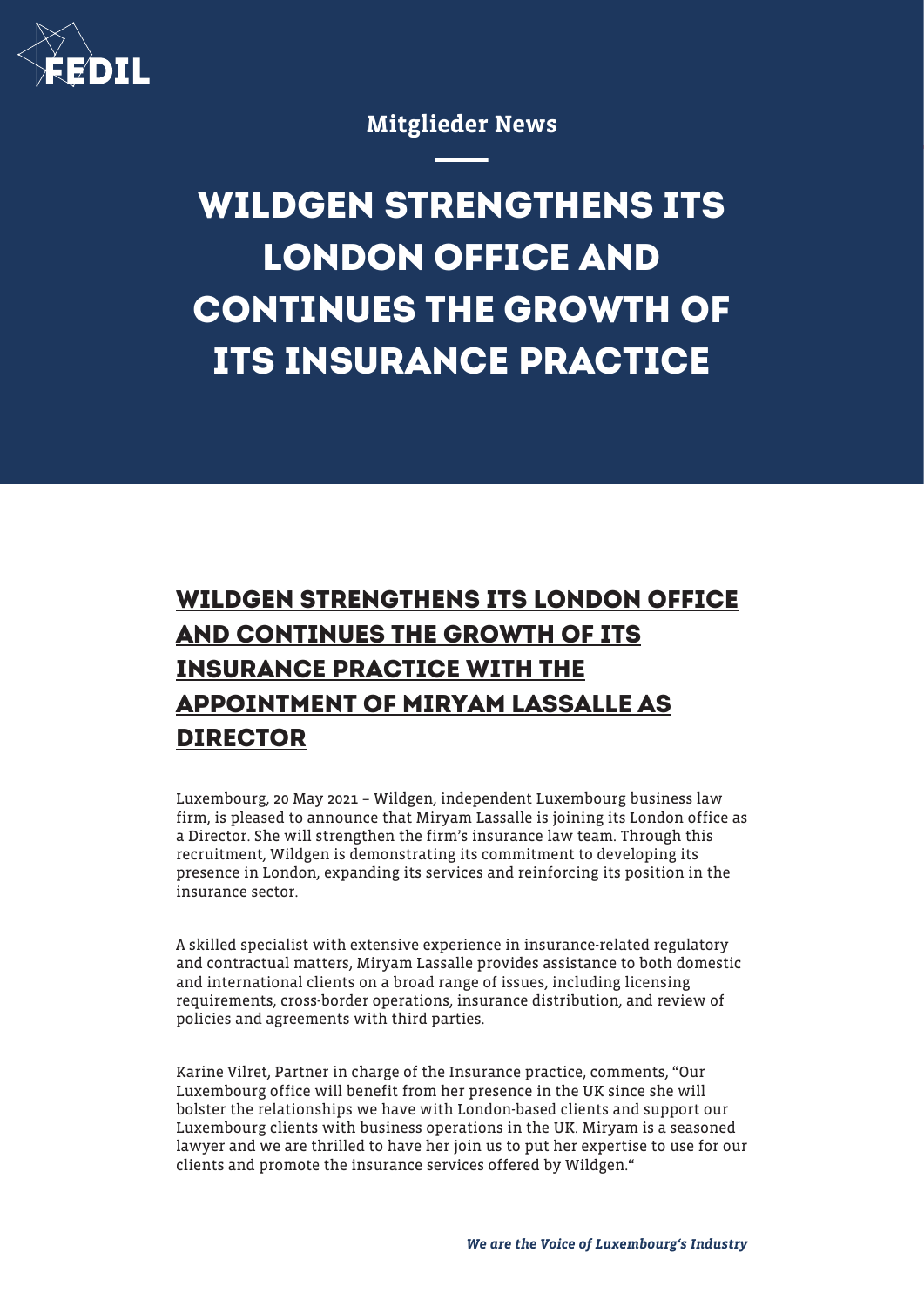Mitglieder News

# WILDGEN STRENGTHENS ITS LONDON OFFICE AND CONTINUES THE GROWTH OF ITS INSURANCE PRACTICE

## WILDGEN STRENGTHENS ITS LONDON OFFICE AND CONTINUES THE GROWTH OF ITS INSURANCE PRACTICE WITH THE APPOINTMENT OF MIRYAM LASSALLE AS DIRECTOR

Luxembourg, 20 May 2021 – Wildgen, independent Luxembourg business law firm, is pleased to announce that Miryam Lassalle is joining its London office as a Director. She will strengthen the firm's insurance law team. Through this recruitment, Wildgen is demonstrating its commitment to developing its presence in London, expanding its services and reinforcing its position in the insurance sector.

A skilled specialist with extensive experience in insurance-related regulatory and contractual matters, Miryam Lassalle provides assistance to both domestic and international clients on a broad range of issues, including licensing requirements, cross-border operations, insurance distribution, and review of policies and agreements with third parties.

Karine Vilret, Partner in charge of the Insurance practice, comments, "Our Luxembourg office will benefit from her presence in the UK since she will bolster the relationships we have with London-based clients and support our Luxembourg clients with business operations in the UK. Miryam is a seasoned lawyer and we are thrilled to have her join us to put her expertise to use for our clients and promote the insurance services offered by Wildgen."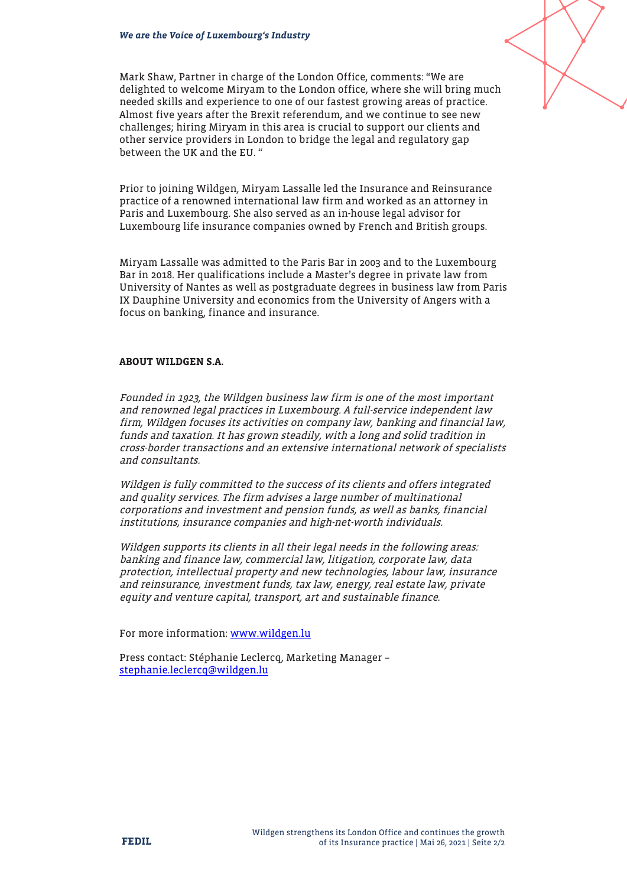Mark Shaw, Partner in charge of the London Office, comments: “We are delighted to welcome Miryam to the London office, where she will bring much needed skills and experience to one of our fastest growing areas of practice. Almost five years after the Brexit referendum, and we continue to see new challenges; hiring Miryam in this area is crucial to support our clients and other service providers in London to bridge the legal and regulatory gap between the UK and the EU. “

Prior to joining Wildgen, Miryam Lassalle led the Insurance and Reinsurance practice of a renowned international law firm and worked as an attorney in Paris and Luxembourg. She also served as an in-house legal advisor for Luxembourg life insurance companies owned by French and British groups.

Miryam Lassalle was admitted to the Paris Bar in 2003 and to the Luxembourg Bar in 2018. Her qualifications include a Master’s degree in private law from University of Nantes as well as postgraduate degrees in business law from Paris IX Dauphine University and economics from the University of Angers with a focus on banking, finance and insurance.

**ABOUT WILDGEN S.A.**

*Founded in 1923, the Wildgen business law firm is one of the most important and renowned legal practices in Luxembourg. A full-service independent law firm, Wildgen focuses its activities on company law, banking and financial law, funds and taxation. It has grown steadily, with a long and solid tradition in cross-border transactions and an extensive international network of specialists and consultants.*

*Wildgen is fully committed to the success of its clients and offers integrated and quality services. The firm advises a large number of multinational corporations and investment and pension funds, as well as banks, financial institutions, insurance companies and high-net-worth individuals.*

*Wildgen supports its clients in all their legal needs in the following areas: banking and finance law, commercial law, litigation, corporate law, data protection, intellectual property and new technologies, labour law, insurance and reinsurance, investment funds, tax law, energy, real estate law, private equity and venture capital, transport, art and sustainable finance.*

For more information: [www.wildgen.lu](http://www.wildgen.lu)

Press contact: Stéphanie Leclercq, Marketing Manager – [stephanie.leclercq@wildgen.lu](mailto:stephanie.leclercq@wildgen.lu)